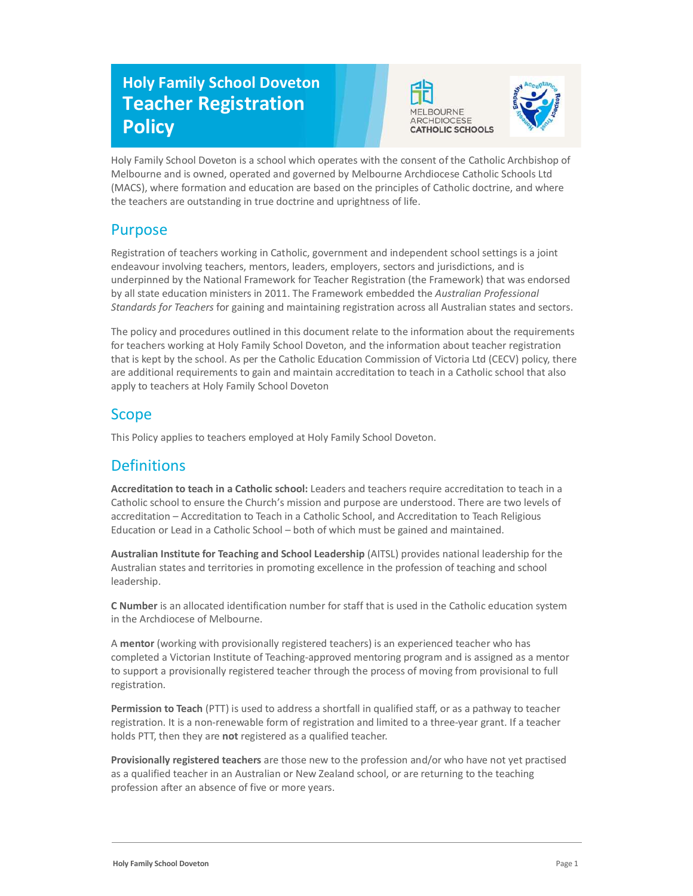# Holy Family School Doveton Teacher Registration Policy

Holy Family School Doveton is a school which operates with the consent of the Catholic Archbishop of Melbourne and is owned, operated and governed by Melbourne Archdiocese Catholic Schools Ltd (MACS), where formation and education are based on the principles of Catholic doctrine, and where the teachers are outstanding in true doctrine and uprightness of life.

## Purpose

Registration of teachers working in Catholic, government and independent school settings is a joint endeavour involving teachers, mentors, leaders, employers, sectors and jurisdictions, and is underpinned by the National Framework for Teacher Registration (the Framework) that was endorsed by all state education ministers in 2011. The Framework embedded the *Australian Professional Standards for Teachers* for gaining and maintaining registration across all Australian states and sectors.

The policy and procedures outlined in this document relate to the information about the requirements for teachers working at Holy Family School Doveton, and the information about teacher registration that is kept by the school. As per the Catholic Education Commission of Victoria Ltd (CECV) policy, there are additional requirements to gain and maintain accreditation to teach in a Catholic school that also apply to teachers at Holy Family School Doveton

## Scope

This Policy applies to teachers employed at Holy Family School Doveton.

## Definitions

**Accreditation to teach in a Catholic school:** Leaders and teachers require accreditation to teach in a Catholic school to ensure the Church's mission and purpose are understood. There are two levels of accreditation – Accreditation to Teach in a Catholic School, and Accreditation to Teach Religious Education or Lead in a Catholic School – both of which must be gained and maintained.

**Australian Institute for Teaching and School Leadership** (AITSL) provides national leadership for the Australian states and territories in promoting excellence in the profession of teaching and school leadership.

**C Number** is an allocated identification number for staff that is used in the Catholic education system in the Archdiocese of Melbourne.

A **mentor** (working with provisionally registered teachers) is an experienced teacher who has completed a Victorian Institute of Teaching-approved mentoring program and is assigned as a mentor to support a provisionally registered teacher through the process of moving from provisional to full registration.

**Permission to Teach** (PTT) is used to address a shortfall in qualified staff, or as a pathway to teacher registration. It is a non-renewable form of registration and limited to a three-year grant. If a teacher holds PTT, then they are **not** registered as a qualified teacher.

**Provisionally registered teachers** are those new to the profession and/or who have not yet practised as a qualified teacher in an Australian or New Zealand school, or are returning to the teaching profession after an absence of five or more years.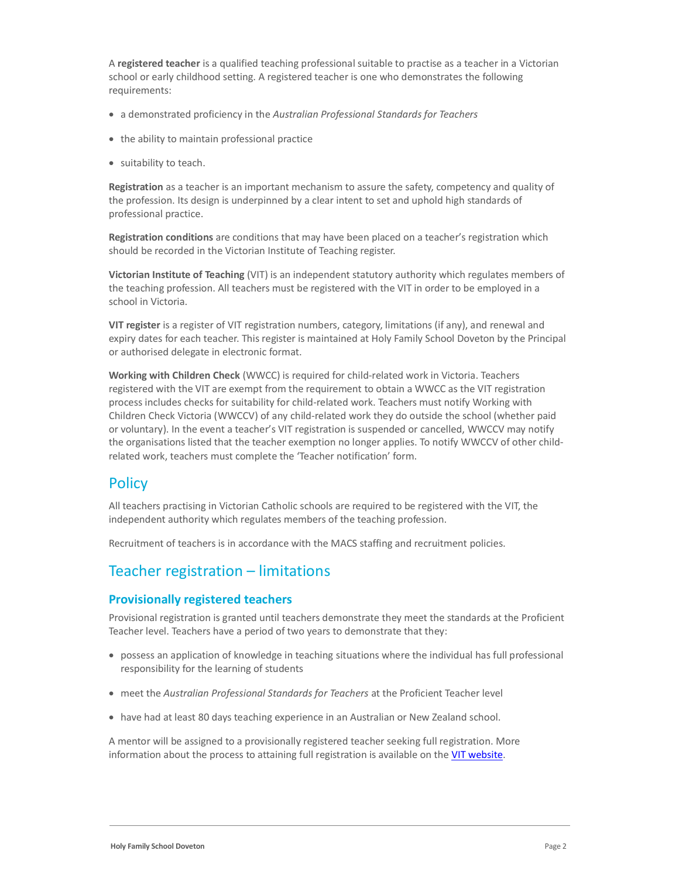A **registered teacher** is a qualified teaching professional suitable to practise as a teacher in a Victorian school or early childhood setting. A registered teacher is one who demonstrates the following requirements:

- a demonstrated proficiency in the *Australian Professional Standards for Teachers*
- the ability to maintain professional practice
- suitability to teach.

**Registration** as a teacher is an important mechanism to assure the safety, competency and quality of the profession. Its design is underpinned by a clear intent to set and uphold high standards of professional practice.

**Registration conditions** are conditions that may have been placed on a teacher's registration which should be recorded in the Victorian Institute of Teaching register.

**Victorian Institute of Teaching** (VIT) is an independent statutory authority which regulates members of the teaching profession. All teachers must be registered with the VIT in order to be employed in a school in Victoria.

**VIT register** is a register of VIT registration numbers, category, limitations (if any), and renewal and expiry dates for each teacher. This register is maintained at Holy Family School Doveton by the Principal or authorised delegate in electronic format.

**Working with Children Check** (WWCC) is required for child-related work in Victoria. Teachers registered with the VIT are exempt from the requirement to obtain a WWCC as the VIT registration process includes checks for suitability for child-related work. Teachers must notify Working with Children Check Victoria (WWCCV) of any child-related work they do outside the school (whether paid or voluntary). In the event a teacher's VIT registration is suspended or cancelled, WWCCV may notify the organisations listed that the teacher exemption no longer applies. To notify WWCCV of other child-related work, teachers must complete the 'Teacher notification' form.

## Policy

All teachers practising in Victorian Catholic schools are required to be registered with the VIT, the independent authority which regulates members of the teaching profession.

Recruitment of teachers is in accordance with the MACS staffing and recruitment policies.

## Teacher registration – limitations

### Provisionally registered teachers

Provisional registration is granted until teachers demonstrate they meet the standards at the Proficient Teacher level. Teachers have a period of two years to demonstrate that they:

- possess an application of knowledge in teaching situations where the individual has full professional responsibility for the learning of students
- meet the *Australian Professional Standards for Teachers* at the Proficient Teacher level
- have had at least 80 days teaching experience in an Australian or New Zealand school.

A mentor will be assigned to a provisionally registered teacher seeking full registration. More information about the process to attaining full registration is available on the [VIT website](VIT website).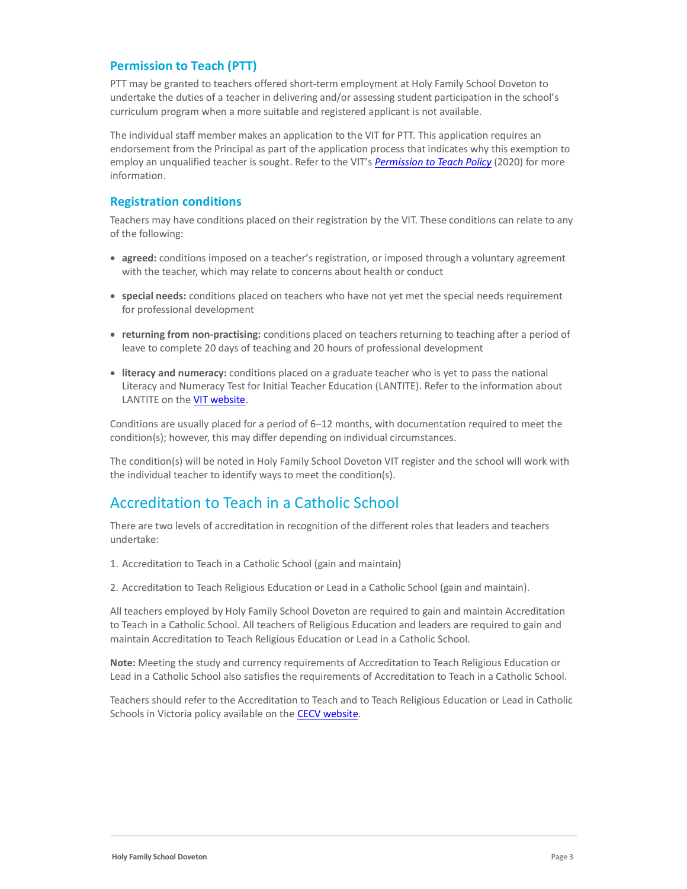### Permission to Teach (PTT)

PTT may be granted to teachers offered short-term employment at Holy Family School Doveton to undertake the duties of a teacher in delivering and/or assessing student participation in the school's curriculum program when a more suitable and registered applicant is not available.

The individual staff member makes an application to the VIT for PTT. This application requires an endorsement from the Principal as part of the application process that indicates why this exemption to employ an unqualified teacher is sought. Refer to the VIT's *Permission to Teach Policy* (2020) for more information.

### Registration conditions

Teachers may have conditions placed on their registration by the VIT. These conditions can relate to any of the following:

- **agreed:** conditions imposed on a teacher's registration, or imposed through a voluntary agreement with the teacher, which may relate to concerns about health or conduct
- **special needs:** conditions placed on teachers who have not yet met the special needs requirement for professional development
- **returning from non-practising:** conditions placed on teachers returning to teaching after a period of leave to complete 20 days of teaching and 20 hours of professional development
- **literacy and numeracy:** conditions placed on a graduate teacher who is yet to pass the national Literacy and Numeracy Test for Initial Teacher Education (LANTITE). Refer to the information about LANTITE on the VIT website.

Conditions are usually placed for a period of 6–12 months, with documentation required to meet the condition(s); however, this may differ depending on individual circumstances.

The condition(s) will be noted in Holy Family School Doveton VIT register and the school will work with the individual teacher to identify ways to meet the condition(s).

## Accreditation to Teach in a Catholic School

There are two levels of accreditation in recognition of the different roles that leaders and teachers undertake:

1. Accreditation to Teach in a Catholic School (gain and maintain)
2. Accreditation to Teach Religious Education or Lead in a Catholic School (gain and maintain).

All teachers employed by Holy Family School Doveton are required to gain and maintain Accreditation to Teach in a Catholic School. All teachers of Religious Education and leaders are required to gain and maintain Accreditation to Teach Religious Education or Lead in a Catholic School.

**Note:** Meeting the study and currency requirements of Accreditation to Teach Religious Education or Lead in a Catholic School also satisfies the requirements of Accreditation to Teach in a Catholic School.

Teachers should refer to the Accreditation to Teach and to Teach Religious Education or Lead in Catholic Schools in Victoria policy available on the CECV website.